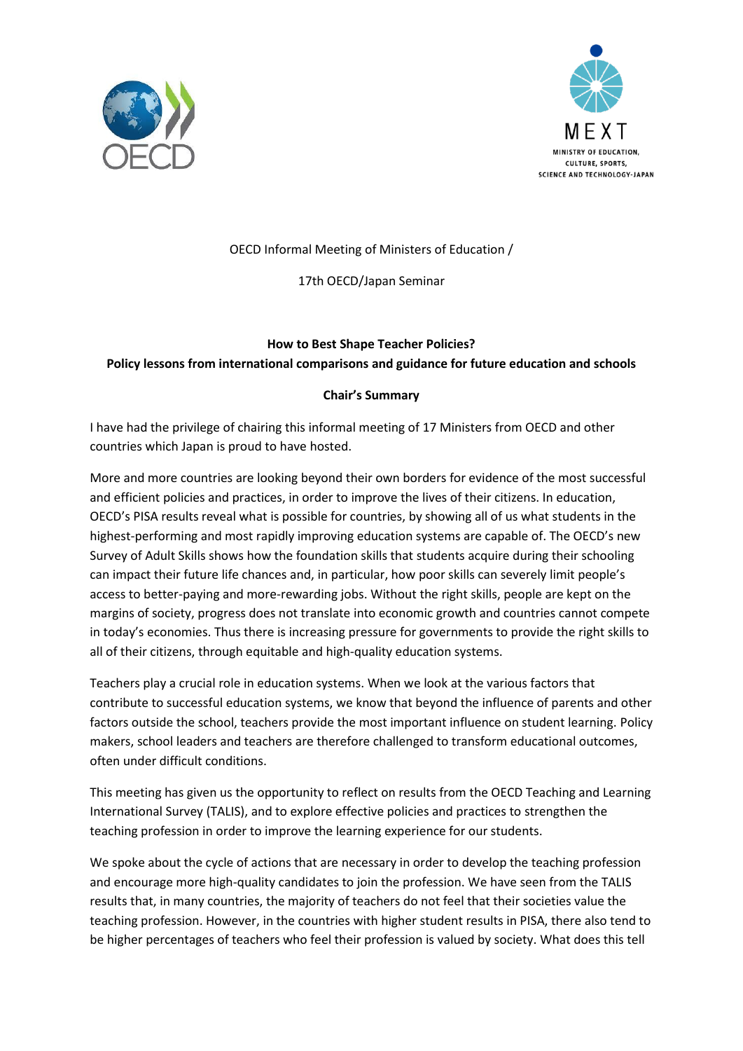OECD Informal Meeting of Ministers of Education /

17th OECD/Japan Seminar

# How to Best Shape Teacher Policies?

## Policy lessons from international comparisons and guidance for future education and schools

### Chair's Summary

I have had the privilege of chairing this informal meeting of 17 Ministers from OECD and other countries which Japan is proud to have hosted.

More and more countries are looking beyond their own borders for evidence of the most successful and efficient policies and practices, in order to improve the lives of their citizens. In education, OECD's PISA results reveal what is possible for countries, by showing all of us what students in the highest-performing and most rapidly improving education systems are capable of. The OECD's new Survey of Adult Skills shows how the foundation skills that students acquire during their schooling can impact their future life chances and, in particular, how poor skills can severely limit people's access to better-paying and more-rewarding jobs. Without the right skills, people are kept on the margins of society, progress does not translate into economic growth and countries cannot compete in today's economies. Thus there is increasing pressure for governments to provide the right skills to all of their citizens, through equitable and high-quality education systems.

Teachers play a crucial role in education systems. When we look at the various factors that contribute to successful education systems, we know that beyond the influence of parents and other factors outside the school, teachers provide the most important influence on student learning. Policy makers, school leaders and teachers are therefore challenged to transform educational outcomes, often under difficult conditions.

This meeting has given us the opportunity to reflect on results from the OECD Teaching and Learning International Survey (TALIS), and to explore effective policies and practices to strengthen the teaching profession in order to improve the learning experience for our students.

We spoke about the cycle of actions that are necessary in order to develop the teaching profession and encourage more high-quality candidates to join the profession. We have seen from the TALIS results that, in many countries, the majority of teachers do not feel that their societies value the teaching profession. However, in the countries with higher student results in PISA, there also tend to be higher percentages of teachers who feel their profession is valued by society. What does this tell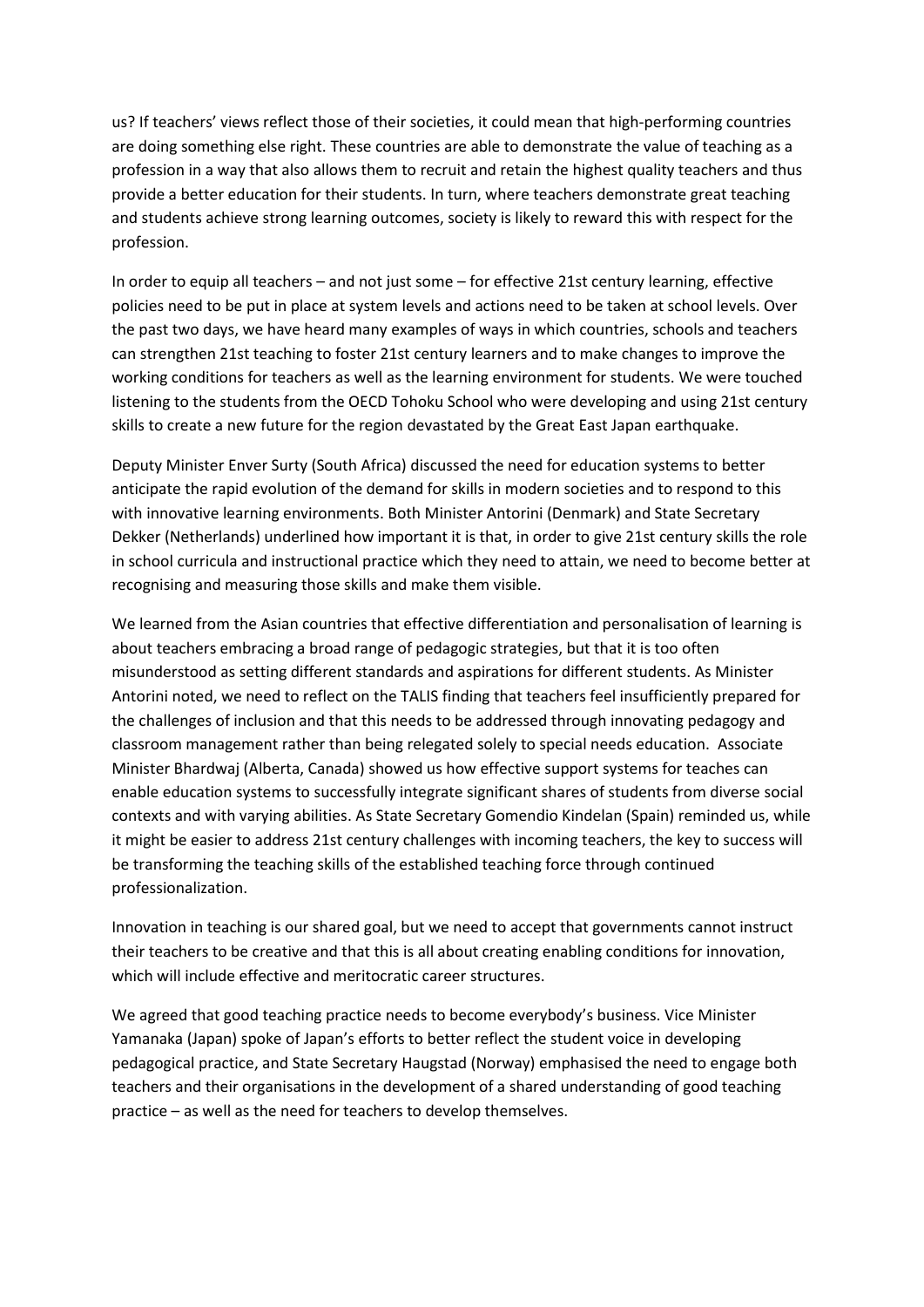us? If teachers' views reflect those of their societies, it could mean that high-performing countries are doing something else right. These countries are able to demonstrate the value of teaching as a profession in a way that also allows them to recruit and retain the highest quality teachers and thus provide a better education for their students. In turn, where teachers demonstrate great teaching and students achieve strong learning outcomes, society is likely to reward this with respect for the profession.

In order to equip all teachers – and not just some – for effective 21st century learning, effective policies need to be put in place at system levels and actions need to be taken at school levels. Over the past two days, we have heard many examples of ways in which countries, schools and teachers can strengthen 21st teaching to foster 21st century learners and to make changes to improve the working conditions for teachers as well as the learning environment for students. We were touched listening to the students from the OECD Tohoku School who were developing and using 21st century skills to create a new future for the region devastated by the Great East Japan earthquake.

Deputy Minister Enver Surty (South Africa) discussed the need for education systems to better anticipate the rapid evolution of the demand for skills in modern societies and to respond to this with innovative learning environments. Both Minister Antorini (Denmark) and State Secretary Dekker (Netherlands) underlined how important it is that, in order to give 21st century skills the role in school curricula and instructional practice which they need to attain, we need to become better at recognising and measuring those skills and make them visible.

We learned from the Asian countries that effective differentiation and personalisation of learning is about teachers embracing a broad range of pedagogic strategies, but that it is too often misunderstood as setting different standards and aspirations for different students. As Minister Antorini noted, we need to reflect on the TALIS finding that teachers feel insufficiently prepared for the challenges of inclusion and that this needs to be addressed through innovating pedagogy and classroom management rather than being relegated solely to special needs education. Associate Minister Bhardwaj (Alberta, Canada) showed us how effective support systems for teaches can enable education systems to successfully integrate significant shares of students from diverse social contexts and with varying abilities. As State Secretary Gomendio Kindelan (Spain) reminded us, while it might be easier to address 21st century challenges with incoming teachers, the key to success will be transforming the teaching skills of the established teaching force through continued professionalization.

Innovation in teaching is our shared goal, but we need to accept that governments cannot instruct their teachers to be creative and that this is all about creating enabling conditions for innovation, which will include effective and meritocratic career structures.

We agreed that good teaching practice needs to become everybody's business. Vice Minister Yamanaka (Japan) spoke of Japan's efforts to better reflect the student voice in developing pedagogical practice, and State Secretary Haugstad (Norway) emphasised the need to engage both teachers and their organisations in the development of a shared understanding of good teaching practice – as well as the need for teachers to develop themselves.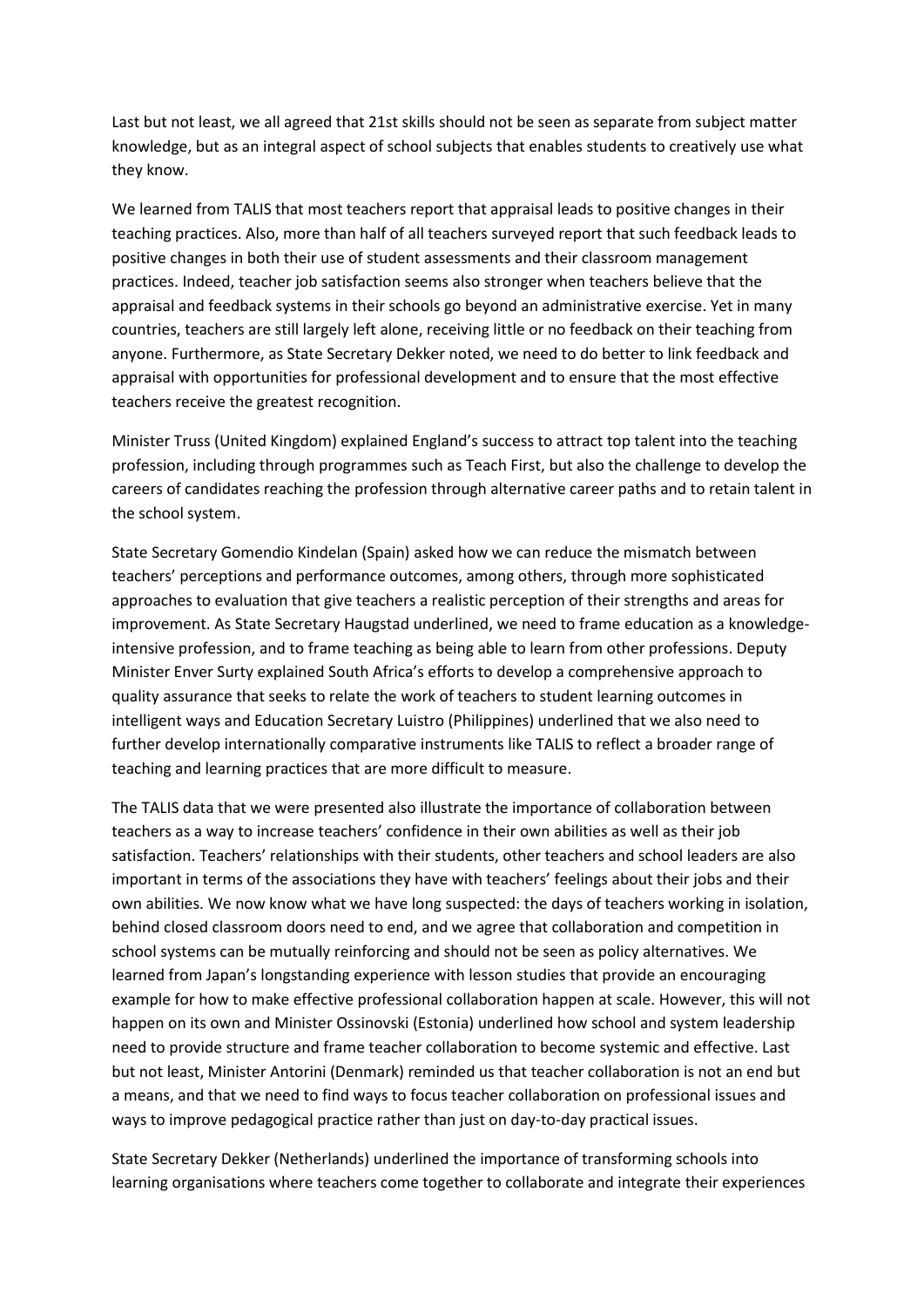Last but not least, we all agreed that 21st skills should not be seen as separate from subject matter knowledge, but as an integral aspect of school subjects that enables students to creatively use what they know.

We learned from TALIS that most teachers report that appraisal leads to positive changes in their teaching practices. Also, more than half of all teachers surveyed report that such feedback leads to positive changes in both their use of student assessments and their classroom management practices. Indeed, teacher job satisfaction seems also stronger when teachers believe that the appraisal and feedback systems in their schools go beyond an administrative exercise. Yet in many countries, teachers are still largely left alone, receiving little or no feedback on their teaching from anyone. Furthermore, as State Secretary Dekker noted, we need to do better to link feedback and appraisal with opportunities for professional development and to ensure that the most effective teachers receive the greatest recognition.

Minister Truss (United Kingdom) explained England's success to attract top talent into the teaching profession, including through programmes such as Teach First, but also the challenge to develop the careers of candidates reaching the profession through alternative career paths and to retain talent in the school system.

State Secretary Gomendio Kindelan (Spain) asked how we can reduce the mismatch between teachers' perceptions and performance outcomes, among others, through more sophisticated approaches to evaluation that give teachers a realistic perception of their strengths and areas for improvement. As State Secretary Haugstad underlined, we need to frame education as a knowledge-intensive profession, and to frame teaching as being able to learn from other professions. Deputy Minister Enver Surty explained South Africa's efforts to develop a comprehensive approach to quality assurance that seeks to relate the work of teachers to student learning outcomes in intelligent ways and Education Secretary Luistro (Philippines) underlined that we also need to further develop internationally comparative instruments like TALIS to reflect a broader range of teaching and learning practices that are more difficult to measure.

The TALIS data that we were presented also illustrate the importance of collaboration between teachers as a way to increase teachers' confidence in their own abilities as well as their job satisfaction. Teachers' relationships with their students, other teachers and school leaders are also important in terms of the associations they have with teachers' feelings about their jobs and their own abilities. We now know what we have long suspected: the days of teachers working in isolation, behind closed classroom doors need to end, and we agree that collaboration and competition in school systems can be mutually reinforcing and should not be seen as policy alternatives. We learned from Japan's longstanding experience with lesson studies that provide an encouraging example for how to make effective professional collaboration happen at scale. However, this will not happen on its own and Minister Ossinovski (Estonia) underlined how school and system leadership need to provide structure and frame teacher collaboration to become systemic and effective. Last but not least, Minister Antorini (Denmark) reminded us that teacher collaboration is not an end but a means, and that we need to find ways to focus teacher collaboration on professional issues and ways to improve pedagogical practice rather than just on day-to-day practical issues.

State Secretary Dekker (Netherlands) underlined the importance of transforming schools into learning organisations where teachers come together to collaborate and integrate their experiences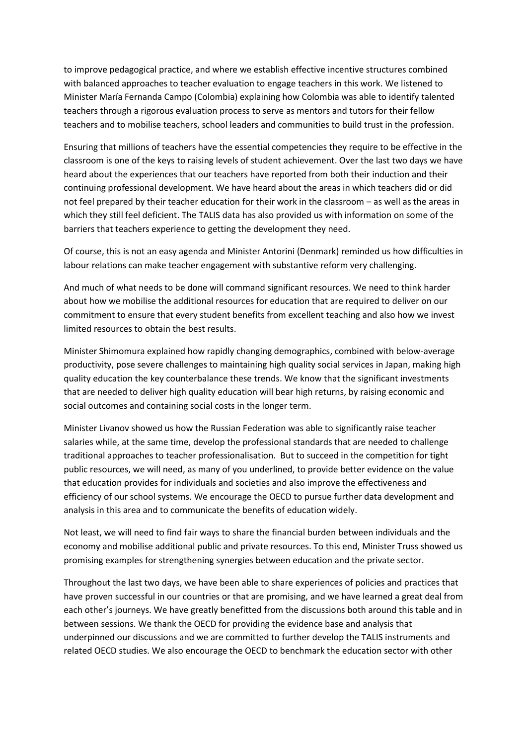to improve pedagogical practice, and where we establish effective incentive structures combined with balanced approaches to teacher evaluation to engage teachers in this work. We listened to Minister María Fernanda Campo (Colombia) explaining how Colombia was able to identify talented teachers through a rigorous evaluation process to serve as mentors and tutors for their fellow teachers and to mobilise teachers, school leaders and communities to build trust in the profession.

Ensuring that millions of teachers have the essential competencies they require to be effective in the classroom is one of the keys to raising levels of student achievement. Over the last two days we have heard about the experiences that our teachers have reported from both their induction and their continuing professional development. We have heard about the areas in which teachers did or did not feel prepared by their teacher education for their work in the classroom – as well as the areas in which they still feel deficient. The TALIS data has also provided us with information on some of the barriers that teachers experience to getting the development they need.

Of course, this is not an easy agenda and Minister Antorini (Denmark) reminded us how difficulties in labour relations can make teacher engagement with substantive reform very challenging.

And much of what needs to be done will command significant resources. We need to think harder about how we mobilise the additional resources for education that are required to deliver on our commitment to ensure that every student benefits from excellent teaching and also how we invest limited resources to obtain the best results.

Minister Shimomura explained how rapidly changing demographics, combined with below-average productivity, pose severe challenges to maintaining high quality social services in Japan, making high quality education the key counterbalance these trends. We know that the significant investments that are needed to deliver high quality education will bear high returns, by raising economic and social outcomes and containing social costs in the longer term.

Minister Livanov showed us how the Russian Federation was able to significantly raise teacher salaries while, at the same time, develop the professional standards that are needed to challenge traditional approaches to teacher professionalisation. But to succeed in the competition for tight public resources, we will need, as many of you underlined, to provide better evidence on the value that education provides for individuals and societies and also improve the effectiveness and efficiency of our school systems. We encourage the OECD to pursue further data development and analysis in this area and to communicate the benefits of education widely.

Not least, we will need to find fair ways to share the financial burden between individuals and the economy and mobilise additional public and private resources. To this end, Minister Truss showed us promising examples for strengthening synergies between education and the private sector.

Throughout the last two days, we have been able to share experiences of policies and practices that have proven successful in our countries or that are promising, and we have learned a great deal from each other's journeys. We have greatly benefitted from the discussions both around this table and in between sessions. We thank the OECD for providing the evidence base and analysis that underpinned our discussions and we are committed to further develop the TALIS instruments and related OECD studies. We also encourage the OECD to benchmark the education sector with other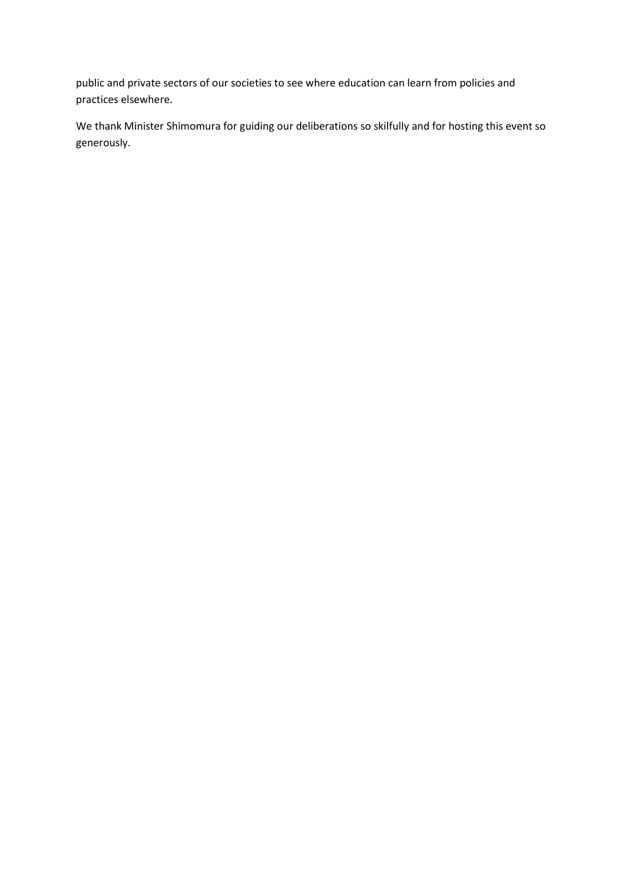public and private sectors of our societies to see where education can learn from policies and practices elsewhere.

We thank Minister Shimomura for guiding our deliberations so skilfully and for hosting this event so generously.